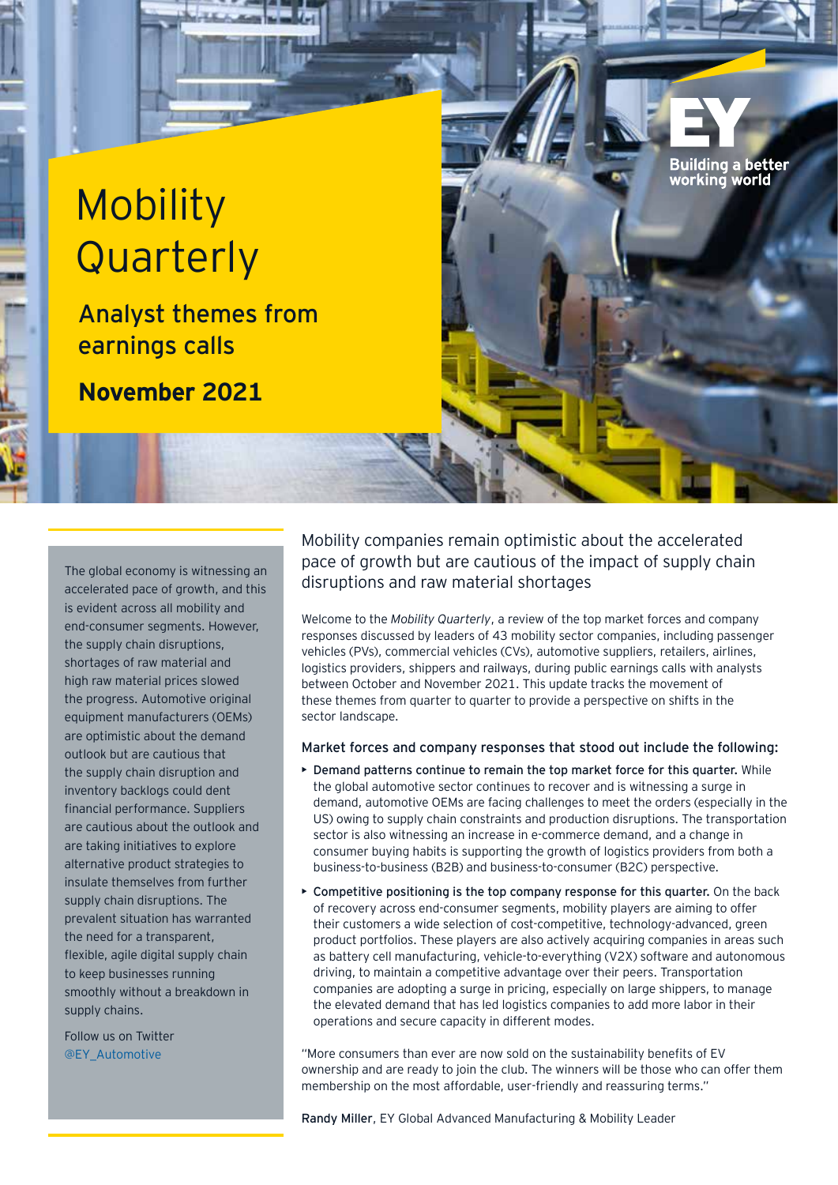# Mobility Quarterly

## Analyst themes from earnings calls

**November 2021**

EY Building a better working world

The global economy is witnessing an accelerated pace of growth, and this is evident across all mobility and end-consumer segments. However, the supply chain disruptions, shortages of raw material and high raw material prices slowed the progress. Automotive original equipment manufacturers (OEMs) are optimistic about the demand outlook but are cautious that the supply chain disruption and inventory backlogs could dent financial performance. Suppliers are cautious about the outlook and are taking initiatives to explore alternative product strategies to insulate themselves from further supply chain disruptions. The prevalent situation has warranted the need for a transparent, flexible, agile digital supply chain to keep businesses running smoothly without a breakdown in supply chains.

Follow us on Twitter @EY_Automotive

### Mobility companies remain optimistic about the accelerated pace of growth but are cautious of the impact of supply chain disruptions and raw material shortages

Welcome to the *Mobility Quarterly*, a review of the top market forces and company responses discussed by leaders of 43 mobility sector companies, including passenger vehicles (PVs), commercial vehicles (CVs), automotive suppliers, retailers, airlines, logistics providers, shippers and railways, during public earnings calls with analysts between October and November 2021. This update tracks the movement of these themes from quarter to quarter to provide a perspective on shifts in the sector landscape.

#### Market forces and company responses that stood out include the following:

- **Demand patterns continue to remain the top market force for this quarter.** While the global automotive sector continues to recover and is witnessing a surge in demand, automotive OEMs are facing challenges to meet the orders (especially in the US) owing to supply chain constraints and production disruptions. The transportation sector is also witnessing an increase in e-commerce demand, and a change in consumer buying habits is supporting the growth of logistics providers from both a business-to-business (B2B) and business-to-consumer (B2C) perspective.
- **Competitive positioning is the top company response for this quarter.** On the back of recovery across end-consumer segments, mobility players are aiming to offer their customers a wide selection of cost-competitive, technology-advanced, green product portfolios. These players are also actively acquiring companies in areas such as battery cell manufacturing, vehicle-to-everything (V2X) software and autonomous driving, to maintain a competitive advantage over their peers. Transportation companies are adopting a surge in pricing, especially on large shippers, to manage the elevated demand that has led logistics companies to add more labor in their operations and secure capacity in different modes.

"More consumers than ever are now sold on the sustainability benefits of EV ownership and are ready to join the club. The winners will be those who can offer them membership on the most affordable, user-friendly and reassuring terms."

**Randy Miller**, EY Global Advanced Manufacturing & Mobility Leader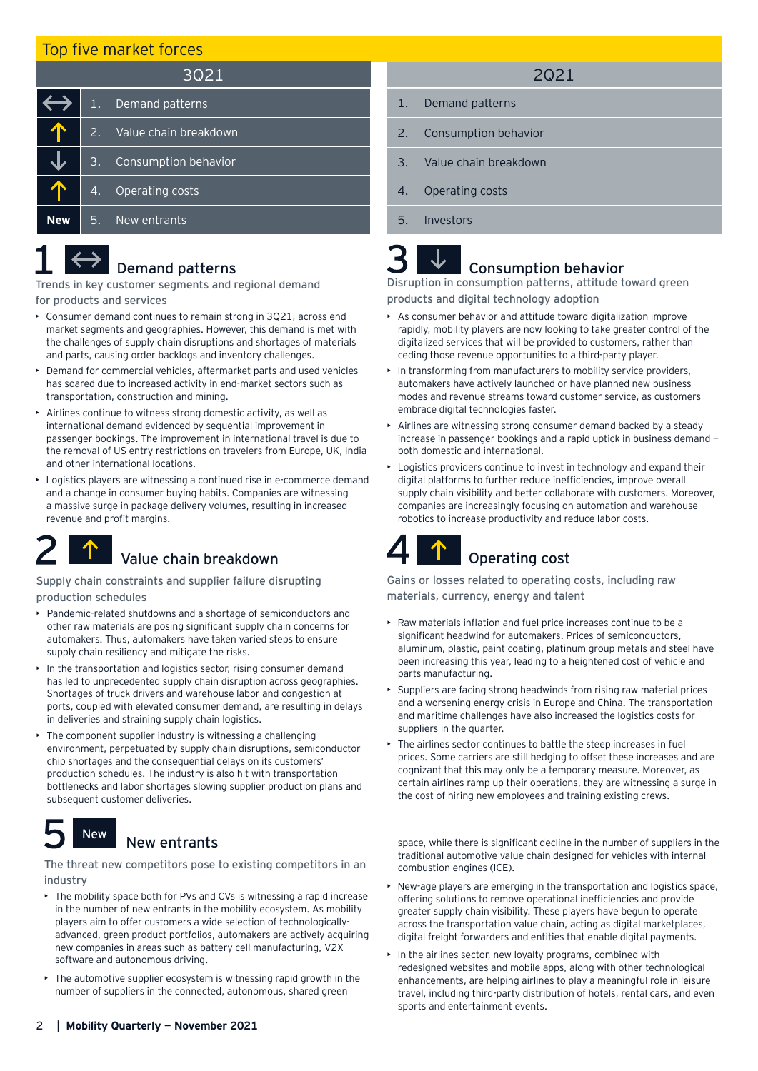## Top five market forces

| 3Q21 | | | 2Q21 | |
|---|---|---|---|---|
| ↔ | 1. | Demand patterns | 1. | Demand patterns |
| ↑ | 2. | Value chain breakdown | 2. | Consumption behavior |
| ↓ | 3. | Consumption behavior | 3. | Value chain breakdown |
| ↑ | 4. | Operating costs | 4. | Operating costs |
| New | 5. | New entrants | 5. | Investors |

### 1 ↔ Demand patterns

Trends in key customer segments and regional demand for products and services

- Consumer demand continues to remain strong in 3Q21, across end market segments and geographies. However, this demand is met with the challenges of supply chain disruptions and shortages of materials and parts, causing order backlogs and inventory challenges.
- Demand for commercial vehicles, aftermarket parts and used vehicles has soared due to increased activity in end-market sectors such as transportation, construction and mining.
- Airlines continue to witness strong domestic activity, as well as international demand evidenced by sequential improvement in passenger bookings. The improvement in international travel is due to the removal of US entry restrictions on travelers from Europe, UK, India and other international locations.
- Logistics players are witnessing a continued rise in e-commerce demand and a change in consumer buying habits. Companies are witnessing a massive surge in package delivery volumes, resulting in increased revenue and profit margins.

### 2 ↑ Value chain breakdown

Supply chain constraints and supplier failure disrupting production schedules

- Pandemic-related shutdowns and a shortage of semiconductors and other raw materials are posing significant supply chain concerns for automakers. Thus, automakers have taken varied steps to ensure supply chain resiliency and mitigate the risks.
- In the transportation and logistics sector, rising consumer demand has led to unprecedented supply chain disruption across geographies. Shortages of truck drivers and warehouse labor and congestion at ports, coupled with elevated consumer demand, are resulting in delays in deliveries and straining supply chain logistics.
- The component supplier industry is witnessing a challenging environment, perpetuated by supply chain disruptions, semiconductor chip shortages and the consequential delays on its customers' production schedules. The industry is also hit with transportation bottlenecks and labor shortages slowing supplier production plans and subsequent customer deliveries.

### 5 New New entrants

The threat new competitors pose to existing competitors in an industry

- The mobility space both for PVs and CVs is witnessing a rapid increase in the number of new entrants in the mobility ecosystem. As mobility players aim to offer customers a wide selection of technologically-advanced, green product portfolios, automakers are actively acquiring new companies in areas such as battery cell manufacturing, V2X software and autonomous driving.
- The automotive supplier ecosystem is witnessing rapid growth in the number of suppliers in the connected, autonomous, shared green space, while there is significant decline in the number of suppliers in the traditional automotive value chain designed for vehicles with internal combustion engines (ICE).
- New-age players are emerging in the transportation and logistics space, offering solutions to remove operational inefficiencies and provide greater supply chain visibility. These players have begun to operate across the transportation value chain, acting as digital marketplaces, digital freight forwarders and entities that enable digital payments.
- In the airlines sector, new loyalty programs, combined with redesigned websites and mobile apps, along with other technological enhancements, are helping airlines to play a meaningful role in leisure travel, including third-party distribution of hotels, rental cars, and even sports and entertainment events.

### 3 ↓ Consumption behavior

Disruption in consumption patterns, attitude toward green products and digital technology adoption

- As consumer behavior and attitude toward digitalization improve rapidly, mobility players are now looking to take greater control of the digitalized services that will be provided to customers, rather than ceding those revenue opportunities to a third-party player.
- In transforming from manufacturers to mobility service providers, automakers have actively launched or have planned new business modes and revenue streams toward customer service, as customers embrace digital technologies faster.
- Airlines are witnessing strong consumer demand backed by a steady increase in passenger bookings and a rapid uptick in business demand – both domestic and international.
- Logistics providers continue to invest in technology and expand their digital platforms to further reduce inefficiencies, improve overall supply chain visibility and better collaborate with customers. Moreover, companies are increasingly focusing on automation and warehouse robotics to increase productivity and reduce labor costs.

### 4 ↑ Operating cost

Gains or losses related to operating costs, including raw materials, currency, energy and talent

- Raw materials inflation and fuel price increases continue to be a significant headwind for automakers. Prices of semiconductors, aluminum, plastic, paint coating, platinum group metals and steel have been increasing this year, leading to a heightened cost of vehicle and parts manufacturing.
- Suppliers are facing strong headwinds from rising raw material prices and a worsening energy crisis in Europe and China. The transportation and maritime challenges have also increased the logistics costs for suppliers in the quarter.
- The airlines sector continues to battle the steep increases in fuel prices. Some carriers are still hedging to offset these increases and are cognizant that this may only be a temporary measure. Moreover, as certain airlines ramp up their operations, they are witnessing a surge in the cost of hiring new employees and training existing crews.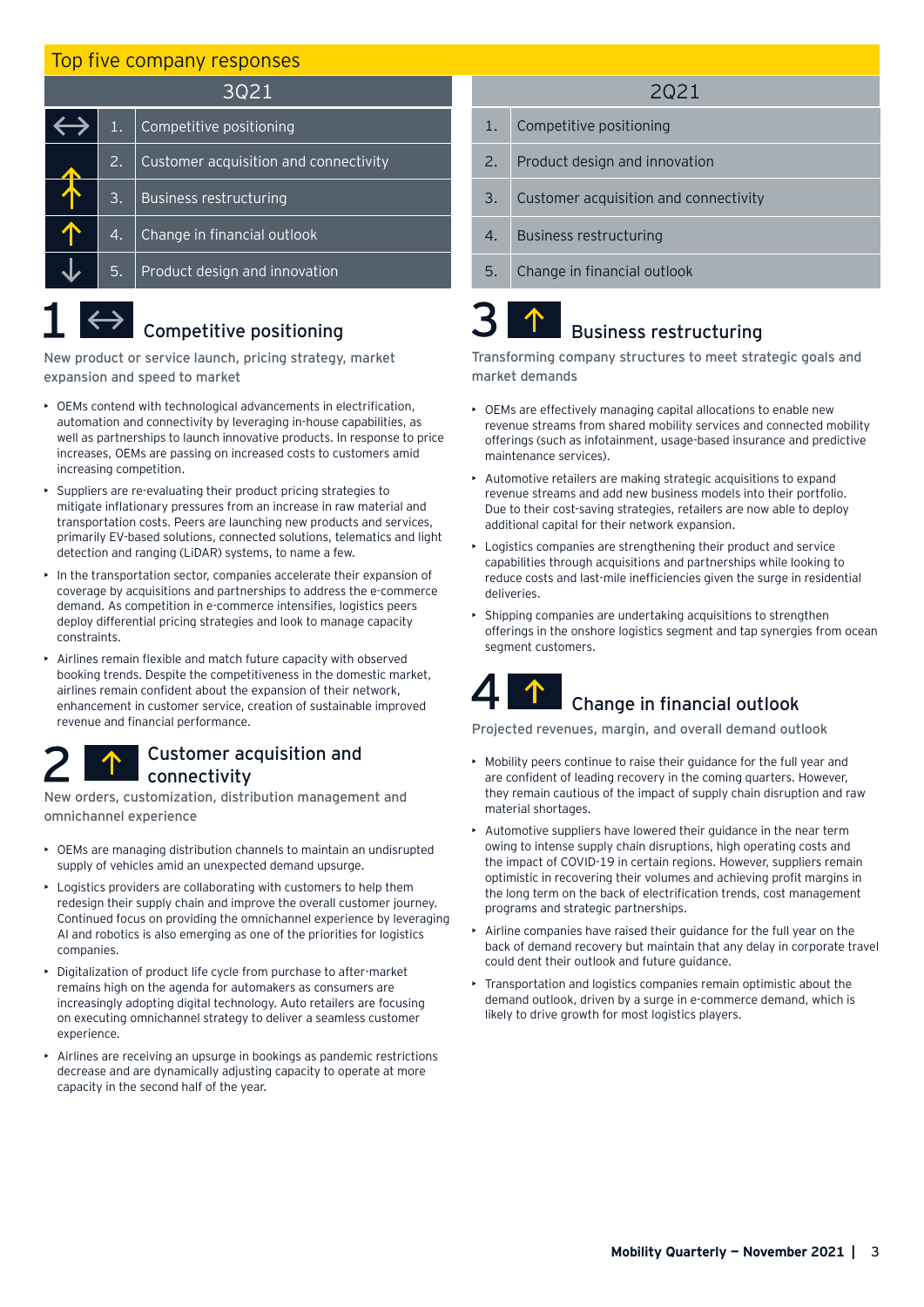## Top five company responses

| | 3Q21 | | 2Q21 |
|---|---|---|---|
| ↔ | 1. Competitive positioning | 1. | Competitive positioning |
| ↑ | 2. Customer acquisition and connectivity | 2. | Product design and innovation |
| ↑ | 3. Business restructuring | 3. | Customer acquisition and connectivity |
| ↑ | 4. Change in financial outlook | 4. | Business restructuring |
| ↓ | 5. Product design and innovation | 5. | Change in financial outlook |

### 1 ↔ Competitive positioning

New product or service launch, pricing strategy, market expansion and speed to market

- OEMs contend with technological advancements in electrification, automation and connectivity by leveraging in-house capabilities, as well as partnerships to launch innovative products. In response to price increases, OEMs are passing on increased costs to customers amid increasing competition.
- Suppliers are re-evaluating their product pricing strategies to mitigate inflationary pressures from an increase in raw material and transportation costs. Peers are launching new products and services, primarily EV-based solutions, connected solutions, telematics and light detection and ranging (LiDAR) systems, to name a few.
- In the transportation sector, companies accelerate their expansion of coverage by acquisitions and partnerships to address the e-commerce demand. As competition in e-commerce intensifies, logistics peers deploy differential pricing strategies and look to manage capacity constraints.
- Airlines remain flexible and match future capacity with observed booking trends. Despite the competitiveness in the domestic market, airlines remain confident about the expansion of their network, enhancement in customer service, creation of sustainable improved revenue and financial performance.

### 2 ↑ Customer acquisition and connectivity

New orders, customization, distribution management and omnichannel experience

- OEMs are managing distribution channels to maintain an undisrupted supply of vehicles amid an unexpected demand upsurge.
- Logistics providers are collaborating with customers to help them redesign their supply chain and improve the overall customer journey. Continued focus on providing the omnichannel experience by leveraging AI and robotics is also emerging as one of the priorities for logistics companies.
- Digitalization of product life cycle from purchase to after-market remains high on the agenda for automakers as consumers are increasingly adopting digital technology. Auto retailers are focusing on executing omnichannel strategy to deliver a seamless customer experience.
- Airlines are receiving an upsurge in bookings as pandemic restrictions decrease and are dynamically adjusting capacity to operate at more capacity in the second half of the year.

### 3 ↑ Business restructuring

Transforming company structures to meet strategic goals and market demands

- OEMs are effectively managing capital allocations to enable new revenue streams from shared mobility services and connected mobility offerings (such as infotainment, usage-based insurance and predictive maintenance services).
- Automotive retailers are making strategic acquisitions to expand revenue streams and add new business models into their portfolio. Due to their cost-saving strategies, retailers are now able to deploy additional capital for their network expansion.
- Logistics companies are strengthening their product and service capabilities through acquisitions and partnerships while looking to reduce costs and last-mile inefficiencies given the surge in residential deliveries.
- Shipping companies are undertaking acquisitions to strengthen offerings in the onshore logistics segment and tap synergies from ocean segment customers.

### 4 ↑ Change in financial outlook

Projected revenues, margin, and overall demand outlook

- Mobility peers continue to raise their guidance for the full year and are confident of leading recovery in the coming quarters. However, they remain cautious of the impact of supply chain disruption and raw material shortages.
- Automotive suppliers have lowered their guidance in the near term owing to intense supply chain disruptions, high operating costs and the impact of COVID-19 in certain regions. However, suppliers remain optimistic in recovering their volumes and achieving profit margins in the long term on the back of electrification trends, cost management programs and strategic partnerships.
- Airline companies have raised their guidance for the full year on the back of demand recovery but maintain that any delay in corporate travel could dent their outlook and future guidance.
- Transportation and logistics companies remain optimistic about the demand outlook, driven by a surge in e-commerce demand, which is likely to drive growth for most logistics players.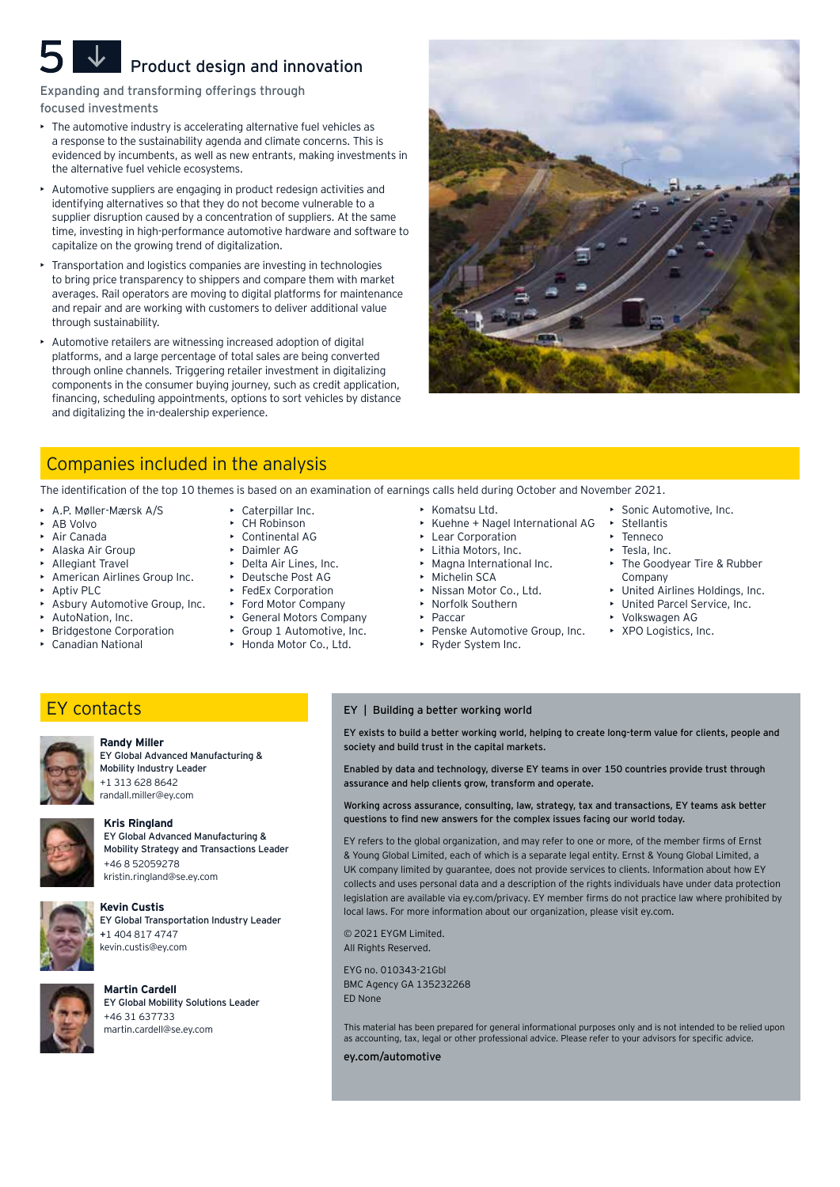## 5 Product design and innovation

Expanding and transforming offerings through focused investments

- The automotive industry is accelerating alternative fuel vehicles as a response to the sustainability agenda and climate concerns. This is evidenced by incumbents, as well as new entrants, making investments in the alternative fuel vehicle ecosystems.
- Automotive suppliers are engaging in product redesign activities and identifying alternatives so that they do not become vulnerable to a supplier disruption caused by a concentration of suppliers. At the same time, investing in high-performance automotive hardware and software to capitalize on the growing trend of digitalization.
- Transportation and logistics companies are investing in technologies to bring price transparency to shippers and compare them with market averages. Rail operators are moving to digital platforms for maintenance and repair and are working with customers to deliver additional value through sustainability.
- Automotive retailers are witnessing increased adoption of digital platforms, and a large percentage of total sales are being converted through online channels. Triggering retailer investment in digitalizing components in the consumer buying journey, such as credit application, financing, scheduling appointments, options to sort vehicles by distance and digitalizing the in-dealership experience.

## Companies included in the analysis

The identification of the top 10 themes is based on an examination of earnings calls held during October and November 2021.

- A.P. Møller-Mærsk A/S
- AB Volvo
- Air Canada
- Alaska Air Group
- Allegiant Travel
- American Airlines Group Inc.
- Aptiv PLC
- Asbury Automotive Group, Inc.
- AutoNation, Inc.
- Bridgestone Corporation
- Canadian National
- Caterpillar Inc.
- CH Robinson
- Continental AG
- Daimler AG
- Delta Air Lines, Inc.
- Deutsche Post AG
- FedEx Corporation
- Ford Motor Company
- General Motors Company
- Group 1 Automotive, Inc.
- Honda Motor Co., Ltd.
- Komatsu Ltd.
- Kuehne + Nagel International AG
- Lear Corporation
- Lithia Motors, Inc.
- Magna International Inc.
- Michelin SCA
- Nissan Motor Co., Ltd.
- Norfolk Southern
- Paccar
- Penske Automotive Group, Inc.
- Ryder System Inc.
- Sonic Automotive, Inc.
- Stellantis
- Tenneco
- Tesla, Inc.
- The Goodyear Tire & Rubber Company
- United Airlines Holdings, Inc.
- United Parcel Service, Inc.
- Volkswagen AG
- XPO Logistics, Inc.

## EY contacts

**Randy Miller**
EY Global Advanced Manufacturing & Mobility Industry Leader
+1 313 628 8642
randall.miller@ey.com

**Kris Ringland**
EY Global Advanced Manufacturing & Mobility Strategy and Transactions Leader
+46 8 52059278
kristin.ringland@se.ey.com

**Kevin Custis**
EY Global Transportation Industry Leader
+1 404 817 4747
kevin.custis@ey.com

**Martin Cardell**
EY Global Mobility Solutions Leader
+46 31 637733
martin.cardell@se.ey.com

**EY | Building a better working world**

**EY exists to build a better working world, helping to create long-term value for clients, people and society and build trust in the capital markets.**

**Enabled by data and technology, diverse EY teams in over 150 countries provide trust through assurance and help clients grow, transform and operate.**

**Working across assurance, consulting, law, strategy, tax and transactions, EY teams ask better questions to find new answers for the complex issues facing our world today.**

EY refers to the global organization, and may refer to one or more, of the member firms of Ernst & Young Global Limited, each of which is a separate legal entity. Ernst & Young Global Limited, a UK company limited by guarantee, does not provide services to clients. Information about how EY collects and uses personal data and a description of the rights individuals have under data protection legislation are available via ey.com/privacy. EY member firms do not practice law where prohibited by local laws. For more information about our organization, please visit ey.com.

© 2021 EYGM Limited.
All Rights Reserved.

EYG no. 010343-21Gbl
BMC Agency GA 135232268
ED None

This material has been prepared for general informational purposes only and is not intended to be relied upon as accounting, tax, legal or other professional advice. Please refer to your advisors for specific advice.

**ey.com/automotive**